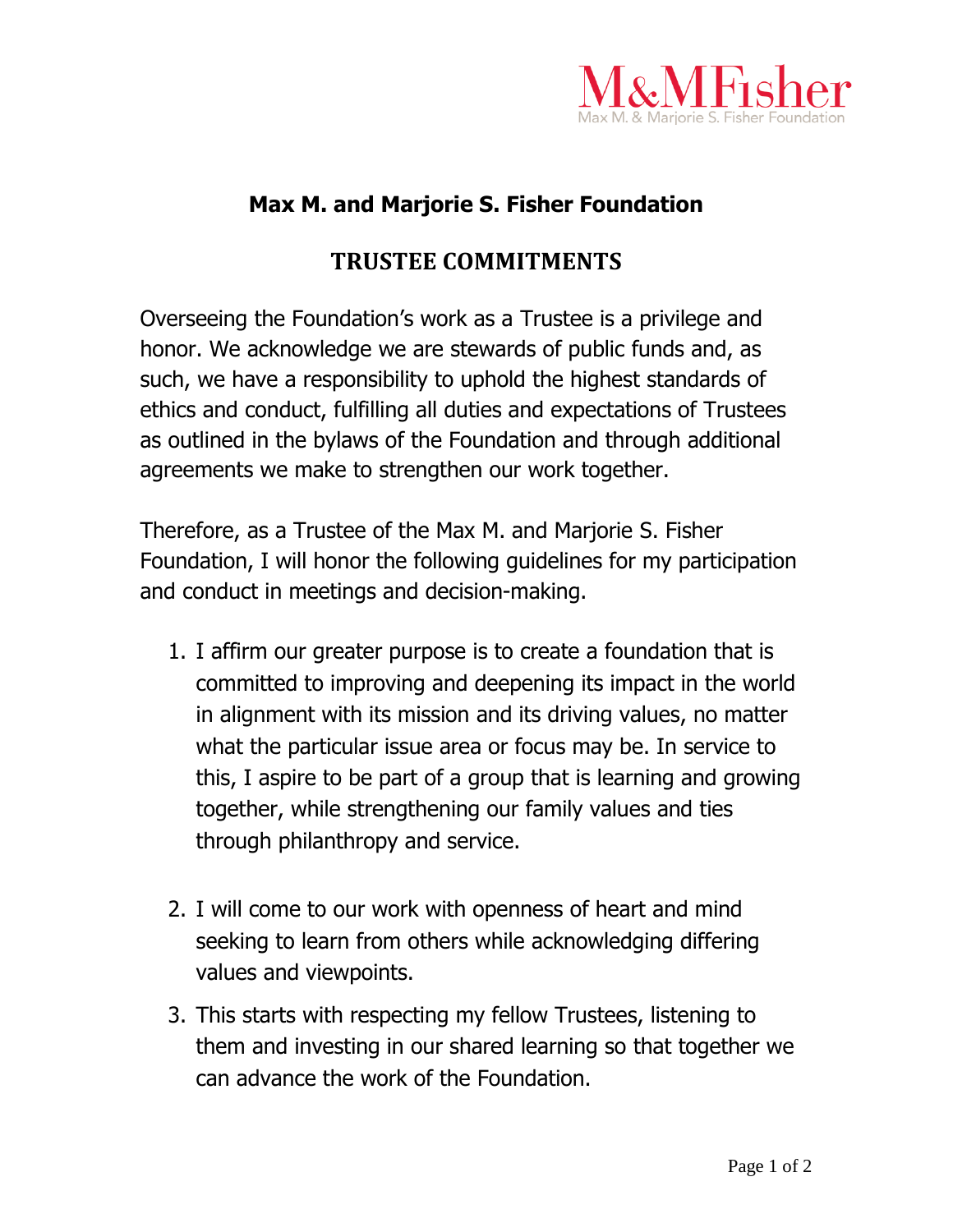M&MFisher
Max M. & Marjorie S. Fisher Foundation

# Max M. and Marjorie S. Fisher Foundation

## TRUSTEE COMMITMENTS

Overseeing the Foundation's work as a Trustee is a privilege and honor. We acknowledge we are stewards of public funds and, as such, we have a responsibility to uphold the highest standards of ethics and conduct, fulfilling all duties and expectations of Trustees as outlined in the bylaws of the Foundation and through additional agreements we make to strengthen our work together.

Therefore, as a Trustee of the Max M. and Marjorie S. Fisher Foundation, I will honor the following guidelines for my participation and conduct in meetings and decision-making.

1. I affirm our greater purpose is to create a foundation that is committed to improving and deepening its impact in the world in alignment with its mission and its driving values, no matter what the particular issue area or focus may be. In service to this, I aspire to be part of a group that is learning and growing together, while strengthening our family values and ties through philanthropy and service.

2. I will come to our work with openness of heart and mind seeking to learn from others while acknowledging differing values and viewpoints.

3. This starts with respecting my fellow Trustees, listening to them and investing in our shared learning so that together we can advance the work of the Foundation.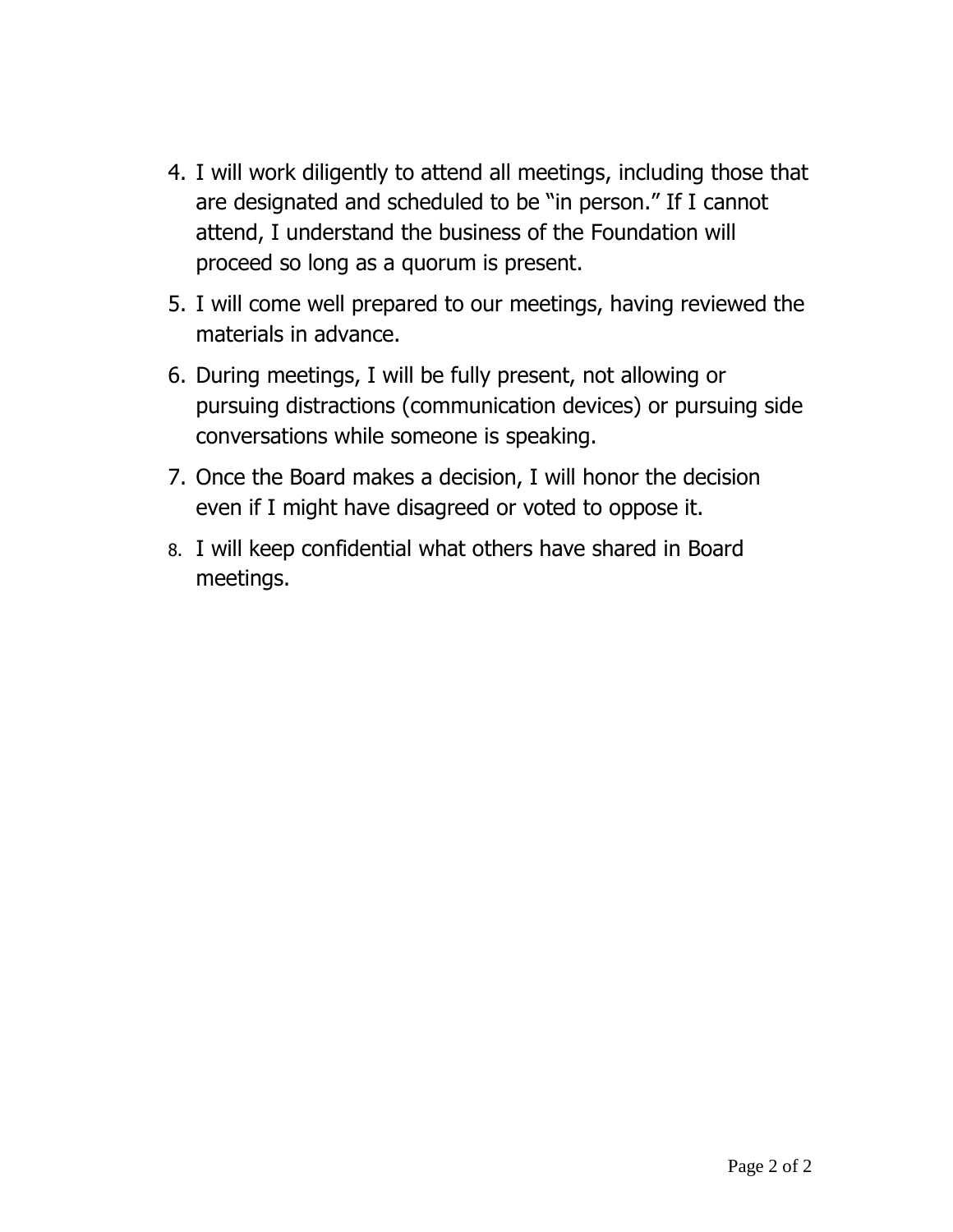4. I will work diligently to attend all meetings, including those that are designated and scheduled to be "in person." If I cannot attend, I understand the business of the Foundation will proceed so long as a quorum is present.
5. I will come well prepared to our meetings, having reviewed the materials in advance.
6. During meetings, I will be fully present, not allowing or pursuing distractions (communication devices) or pursuing side conversations while someone is speaking.
7. Once the Board makes a decision, I will honor the decision even if I might have disagreed or voted to oppose it.
8. I will keep confidential what others have shared in Board meetings.